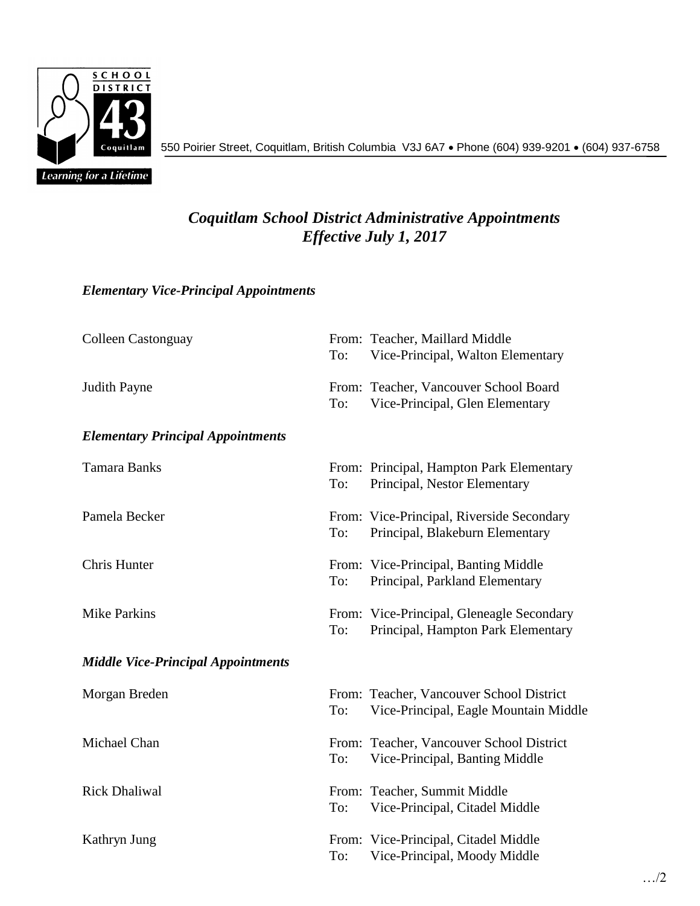SCHOOL DISTRICT 43 Coquitlam

*Learning for a Lifetime*

550 Poirier Street, Coquitlam, British Columbia V3J 6A7 • Phone (604) 939-9201 • (604) 937-6758

# *Coquitlam School District Administrative Appointments*
# *Effective July 1, 2017*

### *Elementary Vice-Principal Appointments*

| | |
|---|---|
| Colleen Castonguay | From: Teacher, Maillard Middle<br>To: Vice-Principal, Walton Elementary |
| Judith Payne | From: Teacher, Vancouver School Board<br>To: Vice-Principal, Glen Elementary |

### *Elementary Principal Appointments*

| | |
|---|---|
| Tamara Banks | From: Principal, Hampton Park Elementary<br>To: Principal, Nestor Elementary |
| Pamela Becker | From: Vice-Principal, Riverside Secondary<br>To: Principal, Blakeburn Elementary |
| Chris Hunter | From: Vice-Principal, Banting Middle<br>To: Principal, Parkland Elementary |
| Mike Parkins | From: Vice-Principal, Gleneagle Secondary<br>To: Principal, Hampton Park Elementary |

### *Middle Vice-Principal Appointments*

| | |
|---|---|
| Morgan Breden | From: Teacher, Vancouver School District<br>To: Vice-Principal, Eagle Mountain Middle |
| Michael Chan | From: Teacher, Vancouver School District<br>To: Vice-Principal, Banting Middle |
| Rick Dhaliwal | From: Teacher, Summit Middle<br>To: Vice-Principal, Citadel Middle |
| Kathryn Jung | From: Vice-Principal, Citadel Middle<br>To: Vice-Principal, Moody Middle |

…/2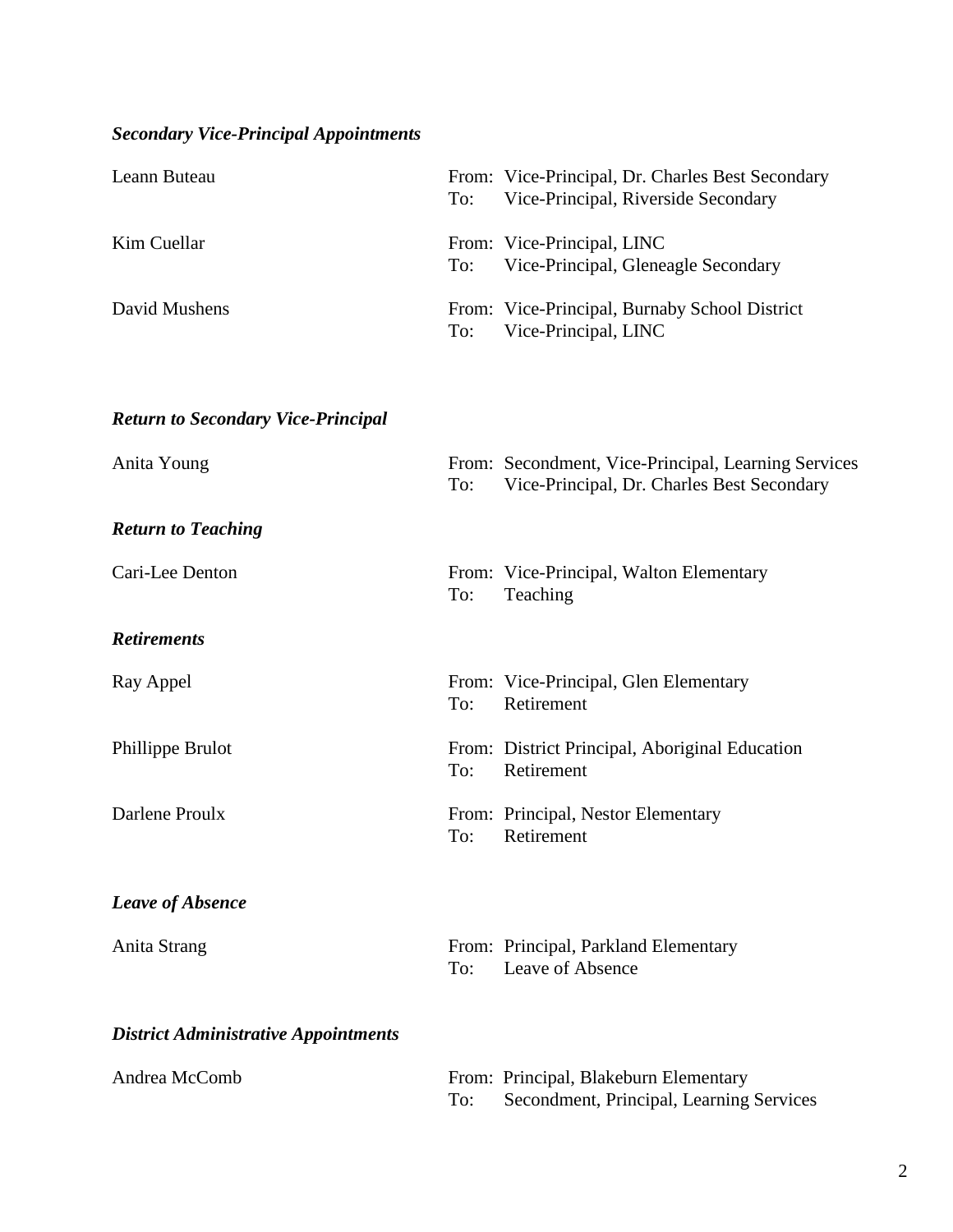### *Secondary Vice-Principal Appointments*

| | |
|---|---|
| Leann Buteau | From: Vice-Principal, Dr. Charles Best Secondary<br>To: Vice-Principal, Riverside Secondary |
| Kim Cuellar | From: Vice-Principal, LINC<br>To: Vice-Principal, Gleneagle Secondary |
| David Mushens | From: Vice-Principal, Burnaby School District<br>To: Vice-Principal, LINC |

### *Return to Secondary Vice-Principal*

| | |
|---|---|
| Anita Young | From: Secondment, Vice-Principal, Learning Services<br>To: Vice-Principal, Dr. Charles Best Secondary |

### *Return to Teaching*

| | |
|---|---|
| Cari-Lee Denton | From: Vice-Principal, Walton Elementary<br>To: Teaching |

### *Retirements*

| | |
|---|---|
| Ray Appel | From: Vice-Principal, Glen Elementary<br>To: Retirement |
| Phillippe Brulot | From: District Principal, Aboriginal Education<br>To: Retirement |
| Darlene Proulx | From: Principal, Nestor Elementary<br>To: Retirement |

### *Leave of Absence*

| | |
|---|---|
| Anita Strang | From: Principal, Parkland Elementary<br>To: Leave of Absence |

### *District Administrative Appointments*

| | |
|---|---|
| Andrea McComb | From: Principal, Blakeburn Elementary<br>To: Secondment, Principal, Learning Services |